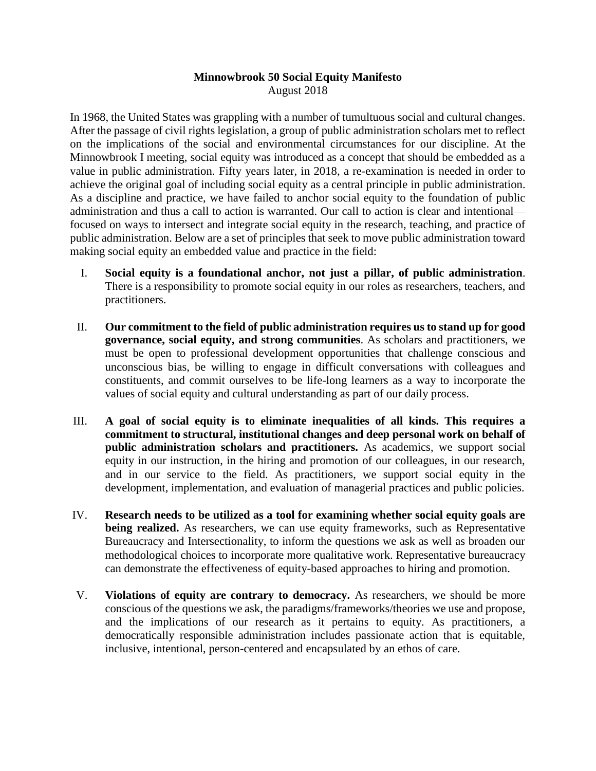# Minnowbrook 50 Social Equity Manifesto

August 2018

In 1968, the United States was grappling with a number of tumultuous social and cultural changes. After the passage of civil rights legislation, a group of public administration scholars met to reflect on the implications of the social and environmental circumstances for our discipline. At the Minnowbrook I meeting, social equity was introduced as a concept that should be embedded as a value in public administration. Fifty years later, in 2018, a re-examination is needed in order to achieve the original goal of including social equity as a central principle in public administration. As a discipline and practice, we have failed to anchor social equity to the foundation of public administration and thus a call to action is warranted. Our call to action is clear and intentional—focused on ways to intersect and integrate social equity in the research, teaching, and practice of public administration. Below are a set of principles that seek to move public administration toward making social equity an embedded value and practice in the field:

I. **Social equity is a foundational anchor, not just a pillar, of public administration**. There is a responsibility to promote social equity in our roles as researchers, teachers, and practitioners.

II. **Our commitment to the field of public administration requires us to stand up for good governance, social equity, and strong communities**. As scholars and practitioners, we must be open to professional development opportunities that challenge conscious and unconscious bias, be willing to engage in difficult conversations with colleagues and constituents, and commit ourselves to be life-long learners as a way to incorporate the values of social equity and cultural understanding as part of our daily process.

III. **A goal of social equity is to eliminate inequalities of all kinds. This requires a commitment to structural, institutional changes and deep personal work on behalf of public administration scholars and practitioners.** As academics, we support social equity in our instruction, in the hiring and promotion of our colleagues, in our research, and in our service to the field. As practitioners, we support social equity in the development, implementation, and evaluation of managerial practices and public policies.

IV. **Research needs to be utilized as a tool for examining whether social equity goals are being realized.** As researchers, we can use equity frameworks, such as Representative Bureaucracy and Intersectionality, to inform the questions we ask as well as broaden our methodological choices to incorporate more qualitative work. Representative bureaucracy can demonstrate the effectiveness of equity-based approaches to hiring and promotion.

V. **Violations of equity are contrary to democracy.** As researchers, we should be more conscious of the questions we ask, the paradigms/frameworks/theories we use and propose, and the implications of our research as it pertains to equity. As practitioners, a democratically responsible administration includes passionate action that is equitable, inclusive, intentional, person-centered and encapsulated by an ethos of care.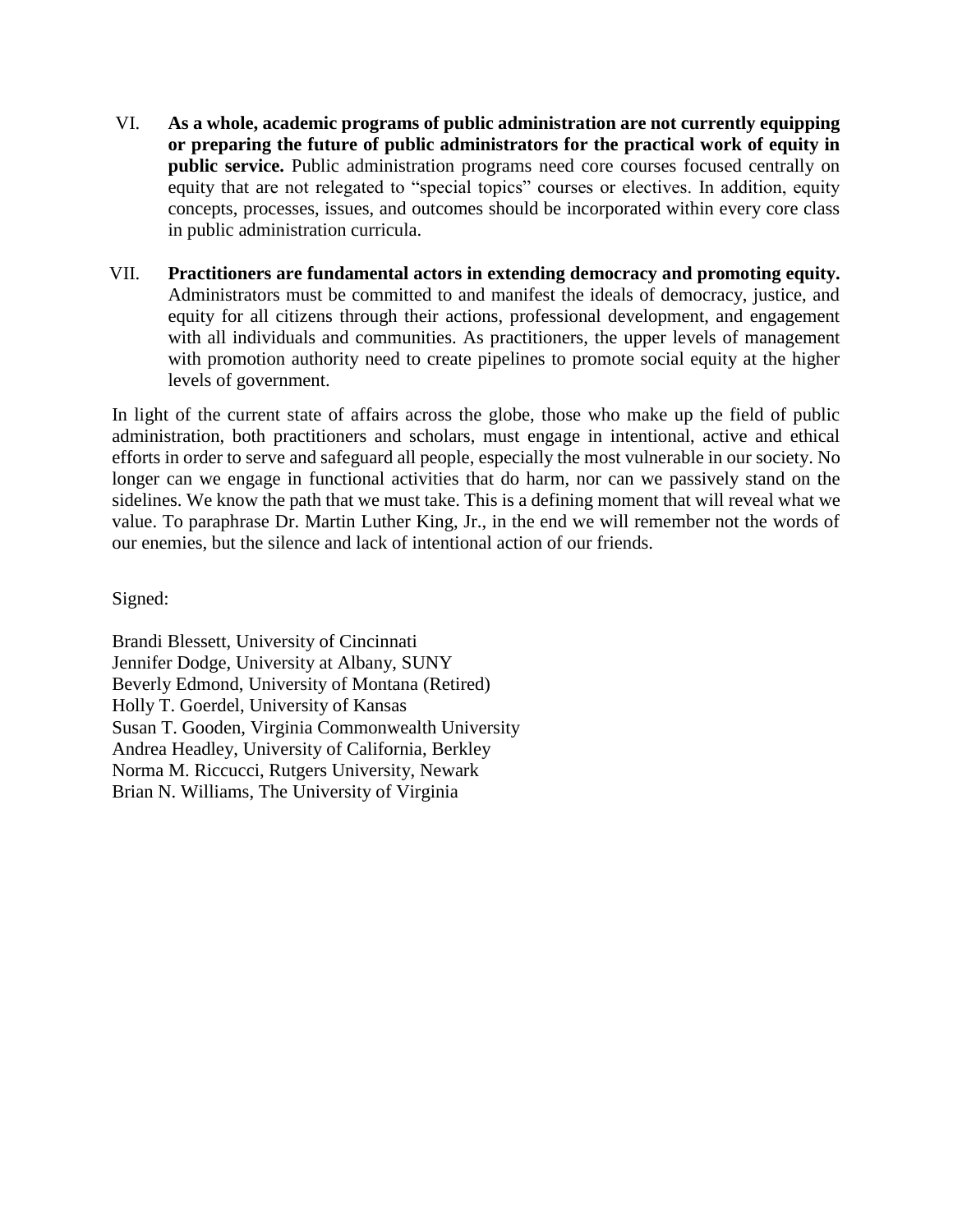VI. **As a whole, academic programs of public administration are not currently equipping or preparing the future of public administrators for the practical work of equity in public service.** Public administration programs need core courses focused centrally on equity that are not relegated to "special topics" courses or electives. In addition, equity concepts, processes, issues, and outcomes should be incorporated within every core class in public administration curricula.

VII. **Practitioners are fundamental actors in extending democracy and promoting equity.** Administrators must be committed to and manifest the ideals of democracy, justice, and equity for all citizens through their actions, professional development, and engagement with all individuals and communities. As practitioners, the upper levels of management with promotion authority need to create pipelines to promote social equity at the higher levels of government.

In light of the current state of affairs across the globe, those who make up the field of public administration, both practitioners and scholars, must engage in intentional, active and ethical efforts in order to serve and safeguard all people, especially the most vulnerable in our society. No longer can we engage in functional activities that do harm, nor can we passively stand on the sidelines. We know the path that we must take. This is a defining moment that will reveal what we value. To paraphrase Dr. Martin Luther King, Jr., in the end we will remember not the words of our enemies, but the silence and lack of intentional action of our friends.

Signed:

Brandi Blessett, University of Cincinnati
Jennifer Dodge, University at Albany, SUNY
Beverly Edmond, University of Montana (Retired)
Holly T. Goerdel, University of Kansas
Susan T. Gooden, Virginia Commonwealth University
Andrea Headley, University of California, Berkley
Norma M. Riccucci, Rutgers University, Newark
Brian N. Williams, The University of Virginia